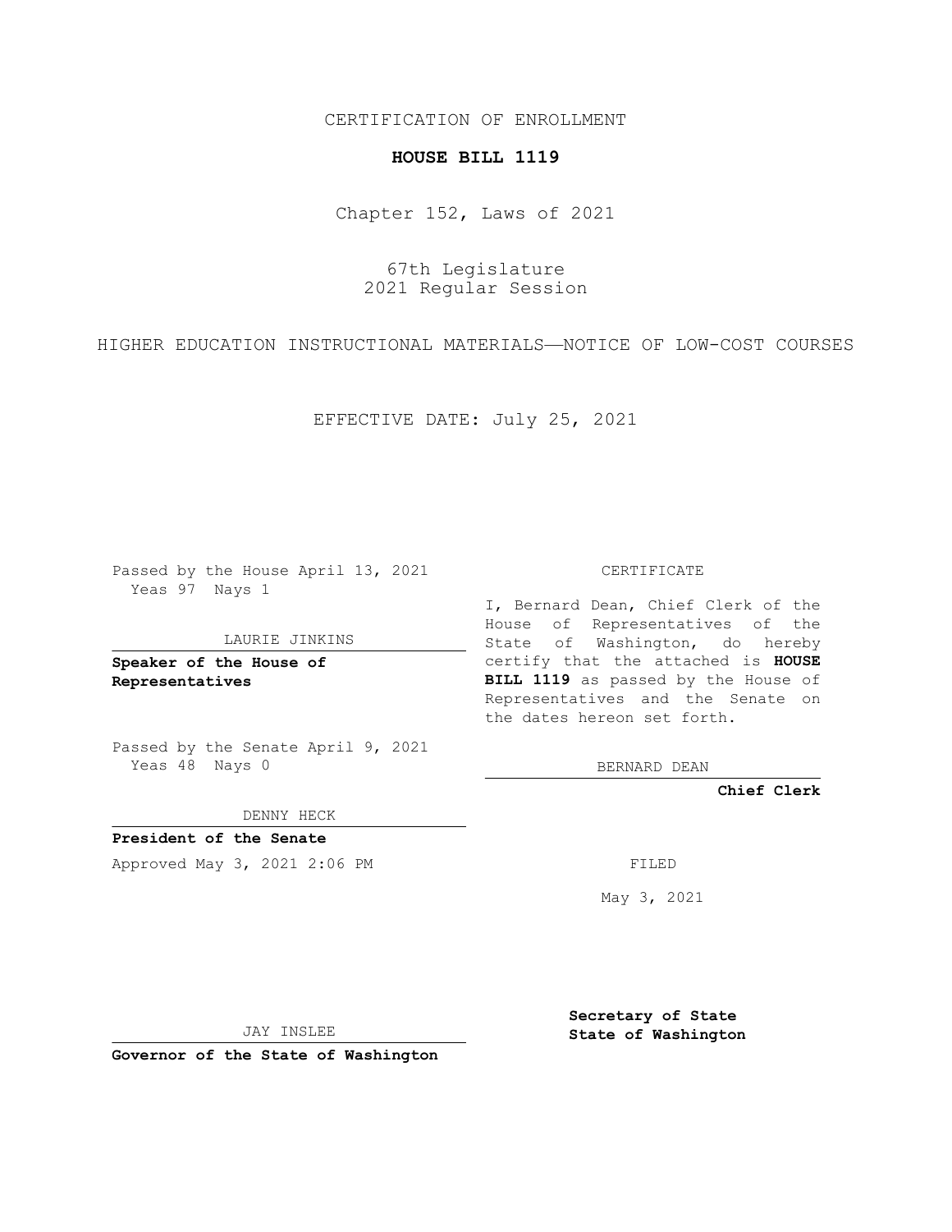CERTIFICATION OF ENROLLMENT

**HOUSE BILL 1119**

Chapter 152, Laws of 2021

67th Legislature
2021 Regular Session

HIGHER EDUCATION INSTRUCTIONAL MATERIALS—NOTICE OF LOW-COST COURSES

EFFECTIVE DATE: July 25, 2021

Passed by the House April 13, 2021
Yeas 97 Nays 1

LAURIE JINKINS

**Speaker of the House of Representatives**

Passed by the Senate April 9, 2021
Yeas 48 Nays 0

DENNY HECK

**President of the Senate**

Approved May 3, 2021 2:06 PM

JAY INSLEE

**Governor of the State of Washington**

CERTIFICATE

I, Bernard Dean, Chief Clerk of the House of Representatives of the State of Washington, do hereby certify that the attached is **HOUSE BILL 1119** as passed by the House of Representatives and the Senate on the dates hereon set forth.

BERNARD DEAN

**Chief Clerk**

FILED

May 3, 2021

**Secretary of State**
**State of Washington**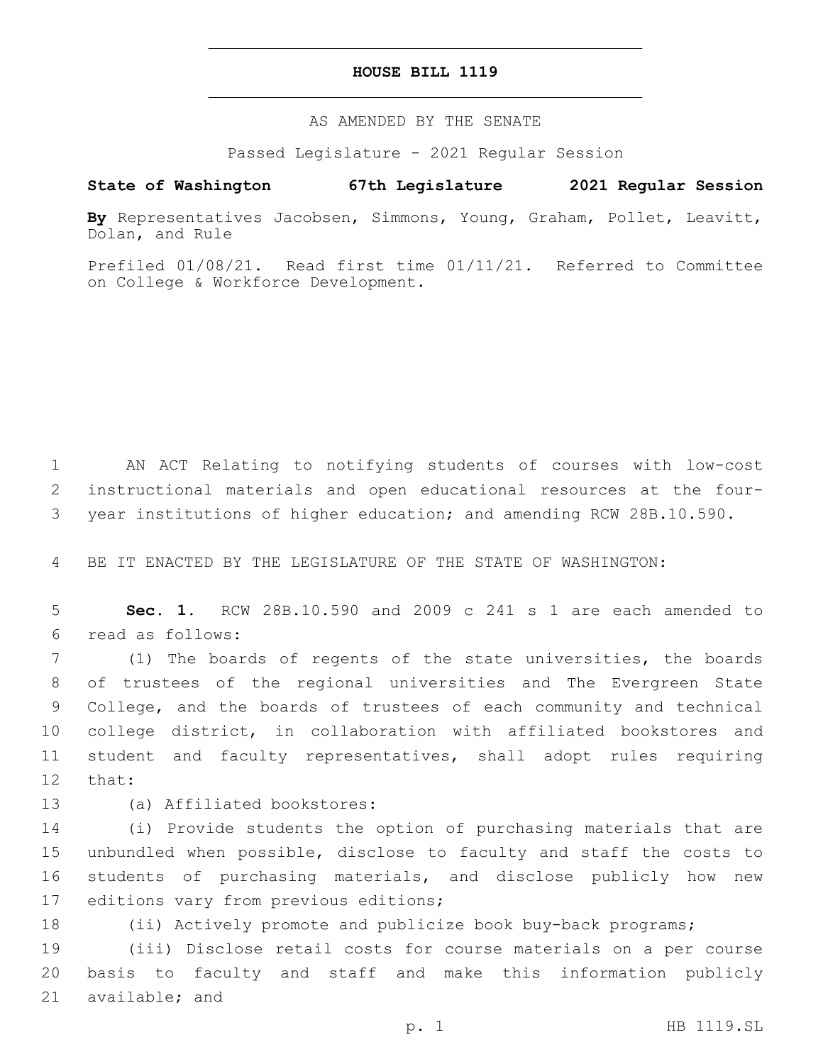# HOUSE BILL 1119

AS AMENDED BY THE SENATE

Passed Legislature - 2021 Regular Session

**State of Washington 67th Legislature 2021 Regular Session**

**By** Representatives Jacobsen, Simmons, Young, Graham, Pollet, Leavitt, Dolan, and Rule

Prefiled 01/08/21. Read first time 01/11/21. Referred to Committee on College & Workforce Development.

AN ACT Relating to notifying students of courses with low-cost instructional materials and open educational resources at the four-year institutions of higher education; and amending RCW 28B.10.590.

BE IT ENACTED BY THE LEGISLATURE OF THE STATE OF WASHINGTON:

**Sec. 1.** RCW 28B.10.590 and 2009 c 241 s 1 are each amended to read as follows:

(1) The boards of regents of the state universities, the boards of trustees of the regional universities and The Evergreen State College, and the boards of trustees of each community and technical college district, in collaboration with affiliated bookstores and student and faculty representatives, shall adopt rules requiring that:

(a) Affiliated bookstores:

(i) Provide students the option of purchasing materials that are unbundled when possible, disclose to faculty and staff the costs to students of purchasing materials, and disclose publicly how new editions vary from previous editions;

(ii) Actively promote and publicize book buy-back programs;

(iii) Disclose retail costs for course materials on a per course basis to faculty and staff and make this information publicly available; and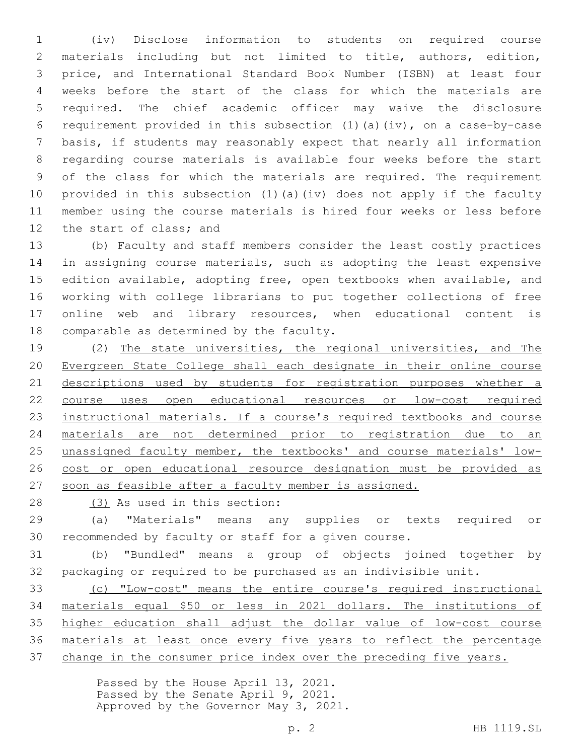(iv) Disclose information to students on required course materials including but not limited to title, authors, edition, price, and International Standard Book Number (ISBN) at least four weeks before the start of the class for which the materials are required. The chief academic officer may waive the disclosure requirement provided in this subsection (1)(a)(iv), on a case-by-case basis, if students may reasonably expect that nearly all information regarding course materials is available four weeks before the start of the class for which the materials are required. The requirement provided in this subsection (1)(a)(iv) does not apply if the faculty member using the course materials is hired four weeks or less before the start of class; and

(b) Faculty and staff members consider the least costly practices in assigning course materials, such as adopting the least expensive edition available, adopting free, open textbooks when available, and working with college librarians to put together collections of free online web and library resources, when educational content is comparable as determined by the faculty.

(2) The state universities, the regional universities, and The Evergreen State College shall each designate in their online course descriptions used by students for registration purposes whether a course uses open educational resources or low-cost required instructional materials. If a course's required textbooks and course materials are not determined prior to registration due to an unassigned faculty member, the textbooks' and course materials' low-cost or open educational resource designation must be provided as soon as feasible after a faculty member is assigned.

(3) As used in this section:

(a) "Materials" means any supplies or texts required or recommended by faculty or staff for a given course.

(b) "Bundled" means a group of objects joined together by packaging or required to be purchased as an indivisible unit.

(c) "Low-cost" means the entire course's required instructional materials equal $50 or less in 2021 dollars. The institutions of higher education shall adjust the dollar value of low-cost course materials at least once every five years to reflect the percentage change in the consumer price index over the preceding five years.

Passed by the House April 13, 2021.
Passed by the Senate April 9, 2021.
Approved by the Governor May 3, 2021.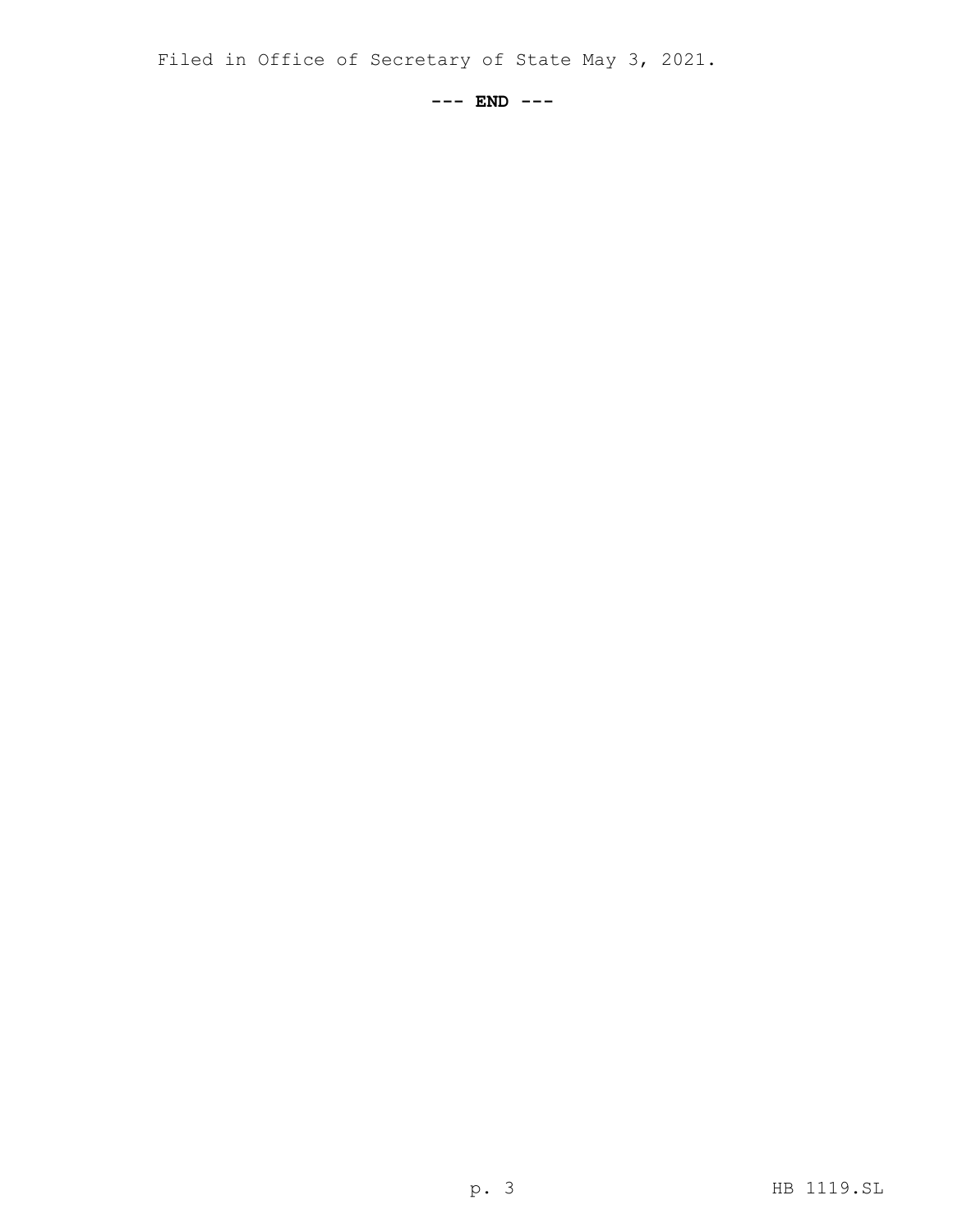Filed in Office of Secretary of State May 3, 2021.

**--- END ---**